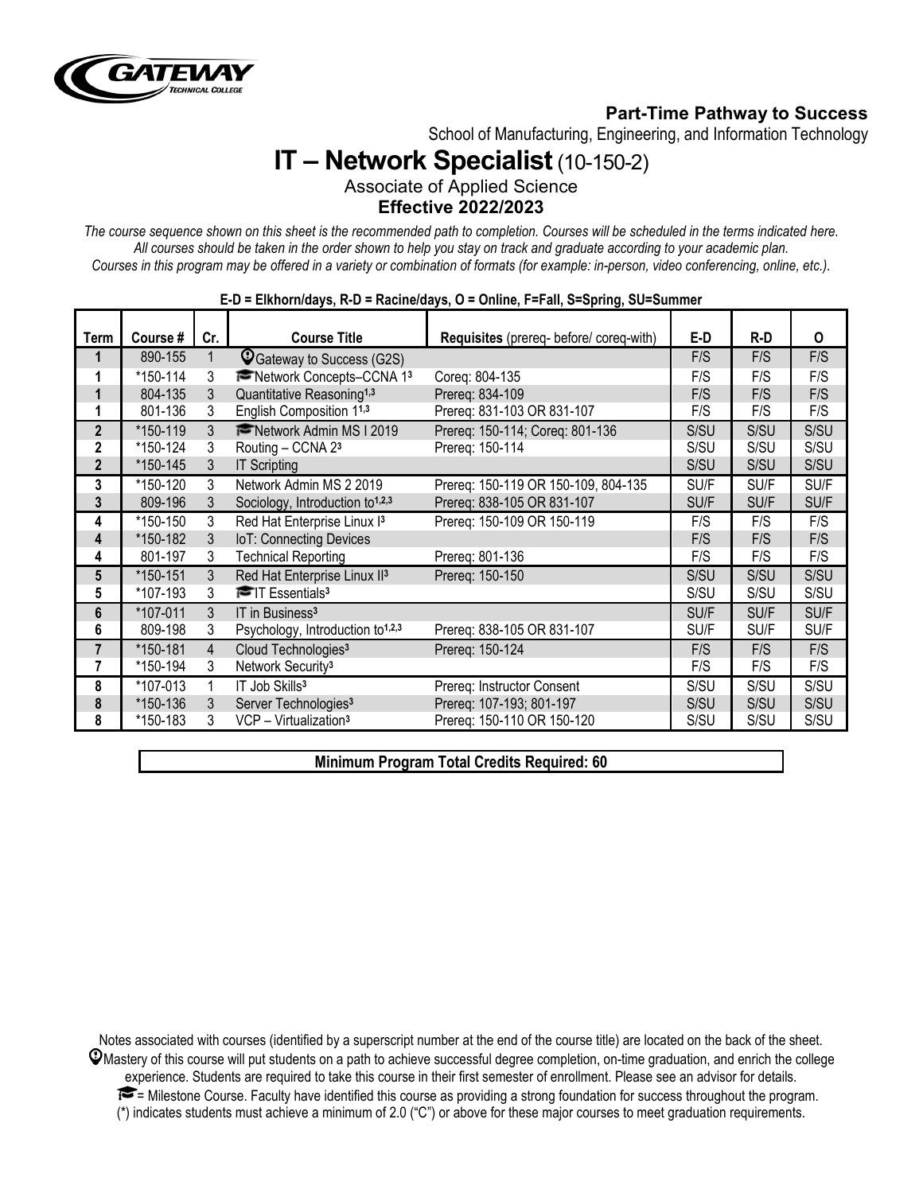**Part-Time Pathway to Success**

School of Manufacturing, Engineering, and Information Technology

# IT – Network Specialist (10-150-2)

Associate of Applied Science

**Effective 2022/2023**

*The course sequence shown on this sheet is the recommended path to completion. Courses will be scheduled in the terms indicated here. All courses should be taken in the order shown to help you stay on track and graduate according to your academic plan. Courses in this program may be offered in a variety or combination of formats (for example: in-person, video conferencing, online, etc.).*

**E-D = Elkhorn/days, R-D = Racine/days, O = Online, F=Fall, S=Spring, SU=Summer**

| Term | Course # | Cr. | Course Title | Requisites (prereq- before/ coreq-with) | E-D | R-D | O |
|---|---|---|---|---|---|---|---|
| 1 | 890-155 | 1 | Gateway to Success (G2S) | | F/S | F/S | F/S |
| 1 | *150-114 | 3 | Network Concepts–CCNA 1[3] | Coreq: 804-135 | F/S | F/S | F/S |
| 1 | 804-135 | 3 | Quantitative Reasoning[1,3] | Prereq: 834-109 | F/S | F/S | F/S |
| 1 | 801-136 | 3 | English Composition 1[1,3] | Prereq: 831-103 OR 831-107 | F/S | F/S | F/S |
| 2 | *150-119 | 3 | Network Admin MS I 2019 | Prereq: 150-114; Coreq: 801-136 | S/SU | S/SU | S/SU |
| 2 | *150-124 | 3 | Routing – CCNA 2[3] | Prereq: 150-114 | S/SU | S/SU | S/SU |
| 2 | *150-145 | 3 | IT Scripting | | S/SU | S/SU | S/SU |
| 3 | *150-120 | 3 | Network Admin MS 2 2019 | Prereq: 150-119 OR 150-109, 804-135 | SU/F | SU/F | SU/F |
| 3 | 809-196 | 3 | Sociology, Introduction to[1,2,3] | Prereq: 838-105 OR 831-107 | SU/F | SU/F | SU/F |
| 4 | *150-150 | 3 | Red Hat Enterprise Linux I[3] | Prereq: 150-109 OR 150-119 | F/S | F/S | F/S |
| 4 | *150-182 | 3 | IoT: Connecting Devices | | F/S | F/S | F/S |
| 4 | 801-197 | 3 | Technical Reporting | Prereq: 801-136 | F/S | F/S | F/S |
| 5 | *150-151 | 3 | Red Hat Enterprise Linux II[3] | Prereq: 150-150 | S/SU | S/SU | S/SU |
| 5 | *107-193 | 3 | IT Essentials[3] | | S/SU | S/SU | S/SU |
| 6 | *107-011 | 3 | IT in Business[3] | | SU/F | SU/F | SU/F |
| 6 | 809-198 | 3 | Psychology, Introduction to[1,2,3] | Prereq: 838-105 OR 831-107 | SU/F | SU/F | SU/F |
| 7 | *150-181 | 4 | Cloud Technologies[3] | Prereq: 150-124 | F/S | F/S | F/S |
| 7 | *150-194 | 3 | Network Security[3] | | F/S | F/S | F/S |
| 8 | *107-013 | 1 | IT Job Skills[3] | Prereq: Instructor Consent | S/SU | S/SU | S/SU |
| 8 | *150-136 | 3 | Server Technologies[3] | Prereq: 107-193; 801-197 | S/SU | S/SU | S/SU |
| 8 | *150-183 | 3 | VCP – Virtualization[3] | Prereq: 150-110 OR 150-120 | S/SU | S/SU | S/SU |

**Minimum Program Total Credits Required: 60**

Notes associated with courses (identified by a superscript number at the end of the course title) are located on the back of the sheet.

Mastery of this course will put students on a path to achieve successful degree completion, on-time graduation, and enrich the college experience. Students are required to take this course in their first semester of enrollment. Please see an advisor for details.

= Milestone Course. Faculty have identified this course as providing a strong foundation for success throughout the program.

(*) indicates students must achieve a minimum of 2.0 ("C") or above for these major courses to meet graduation requirements.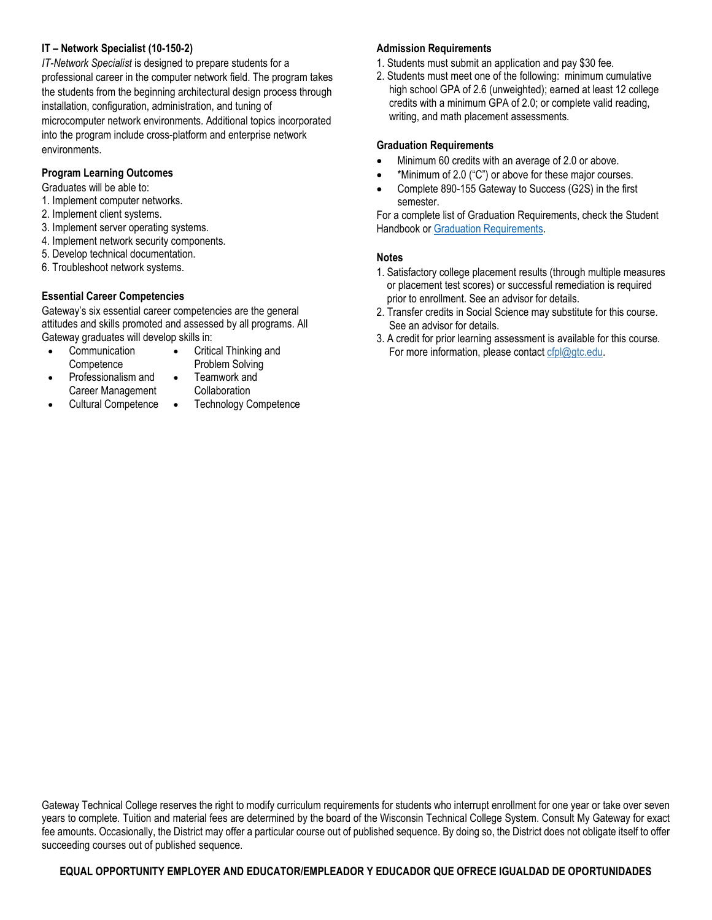### IT – Network Specialist (10-150-2)

*IT-Network Specialist* is designed to prepare students for a professional career in the computer network field. The program takes the students from the beginning architectural design process through installation, configuration, administration, and tuning of microcomputer network environments. Additional topics incorporated into the program include cross-platform and enterprise network environments.

### Program Learning Outcomes

Graduates will be able to:

1. Implement computer networks.
2. Implement client systems.
3. Implement server operating systems.
4. Implement network security components.
5. Develop technical documentation.
6. Troubleshoot network systems.

### Essential Career Competencies

Gateway's six essential career competencies are the general attitudes and skills promoted and assessed by all programs. All Gateway graduates will develop skills in:

- Communication Competence
- Critical Thinking and Problem Solving
- Professionalism and Career Management
- Teamwork and Collaboration
- Cultural Competence
- Technology Competence

### Admission Requirements

1. Students must submit an application and pay $30 fee.
2. Students must meet one of the following: minimum cumulative high school GPA of 2.6 (unweighted); earned at least 12 college credits with a minimum GPA of 2.0; or complete valid reading, writing, and math placement assessments.

### Graduation Requirements

- Minimum 60 credits with an average of 2.0 or above.
- *Minimum of 2.0 ("C") or above for these major courses.
- Complete 890-155 Gateway to Success (G2S) in the first semester.

For a complete list of Graduation Requirements, check the Student Handbook or [Graduation Requirements](Graduation Requirements).

### Notes

1. Satisfactory college placement results (through multiple measures or placement test scores) or successful remediation is required prior to enrollment. See an advisor for details.
2. Transfer credits in Social Science may substitute for this course. See an advisor for details.
3. A credit for prior learning assessment is available for this course. For more information, please contact cfpl@gtc.edu.

Gateway Technical College reserves the right to modify curriculum requirements for students who interrupt enrollment for one year or take over seven years to complete. Tuition and material fees are determined by the board of the Wisconsin Technical College System. Consult My Gateway for exact fee amounts. Occasionally, the District may offer a particular course out of published sequence. By doing so, the District does not obligate itself to offer succeeding courses out of published sequence.

**EQUAL OPPORTUNITY EMPLOYER AND EDUCATOR/EMPLEADOR Y EDUCADOR QUE OFRECE IGUALDAD DE OPORTUNIDADES**